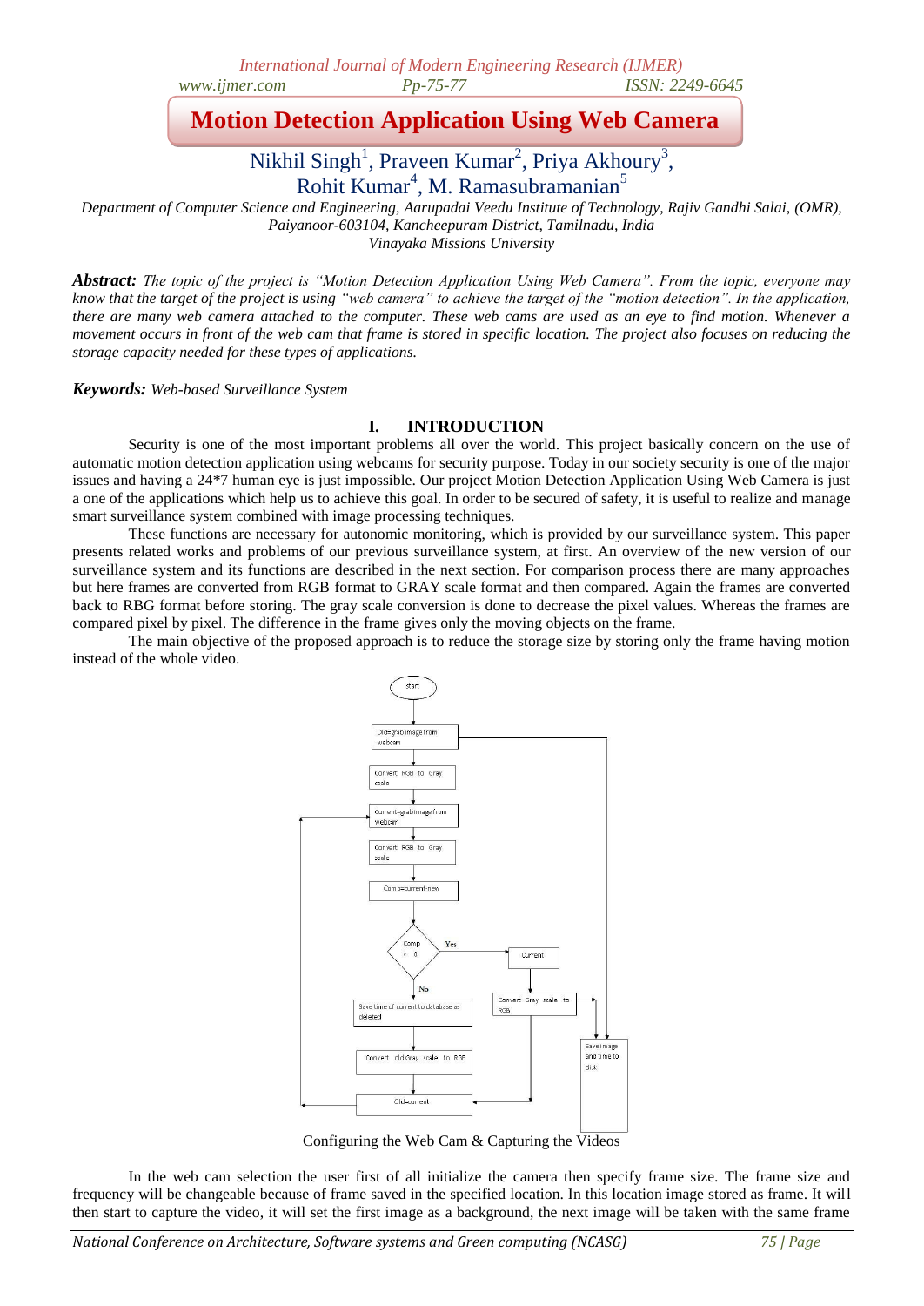# Motion Detection Application Using Web Camera

Nikhil Singh[1], Praveen Kumar[2], Priya Akhoury[3], Rohit Kumar[4], M. Ramasubramanian[5]

*Department of Computer Science and Engineering, Aarupadai Veedu Institute of Technology, Rajiv Gandhi Salai, (OMR), Paiyanoor-603104, Kancheepuram District, Tamilnadu, India*
*Vinayaka Missions University*

***Abstract:*** *The topic of the project is "Motion Detection Application Using Web Camera". From the topic, everyone may know that the target of the project is using "web camera" to achieve the target of the "motion detection". In the application, there are many web camera attached to the computer. These web cams are used as an eye to find motion. Whenever a movement occurs in front of the web cam that frame is stored in specific location. The project also focuses on reducing the storage capacity needed for these types of applications.*

***Keywords:*** *Web-based Surveillance System*

## I. INTRODUCTION

Security is one of the most important problems all over the world. This project basically concern on the use of automatic motion detection application using webcams for security purpose. Today in our society security is one of the major issues and having a 24*7 human eye is just impossible. Our project Motion Detection Application Using Web Camera is just a one of the applications which help us to achieve this goal. In order to be secured of safety, it is useful to realize and manage smart surveillance system combined with image processing techniques.

These functions are necessary for autonomic monitoring, which is provided by our surveillance system. This paper presents related works and problems of our previous surveillance system, at first. An overview of the new version of our surveillance system and its functions are described in the next section. For comparison process there are many approaches but here frames are converted from RGB format to GRAY scale format and then compared. Again the frames are converted back to RBG format before storing. The gray scale conversion is done to decrease the pixel values. Whereas the frames are compared pixel by pixel. The difference in the frame gives only the moving objects on the frame.

The main objective of the proposed approach is to reduce the storage size by storing only the frame having motion instead of the whole video.

start → Old=grab image from webcam → Convert RGB to Gray scale → Current=grab image from webcam → Convert RGB to Gray scale → Comp=current-new → Comp > 0?
- Yes → Current → Convert Gray scale to RGB → Save image and time to disk; Old=current
- No → Save time of current to database as deleted → Convert old Gray scale to RGB → Old=current → (loop back to Current=grab image from webcam)

Configuring the Web Cam & Capturing the Videos

In the web cam selection the user first of all initialize the camera then specify frame size. The frame size and frequency will be changeable because of frame saved in the specified location. In this location image stored as frame. It will then start to capture the video, it will set the first image as a background, the next image will be taken with the same frame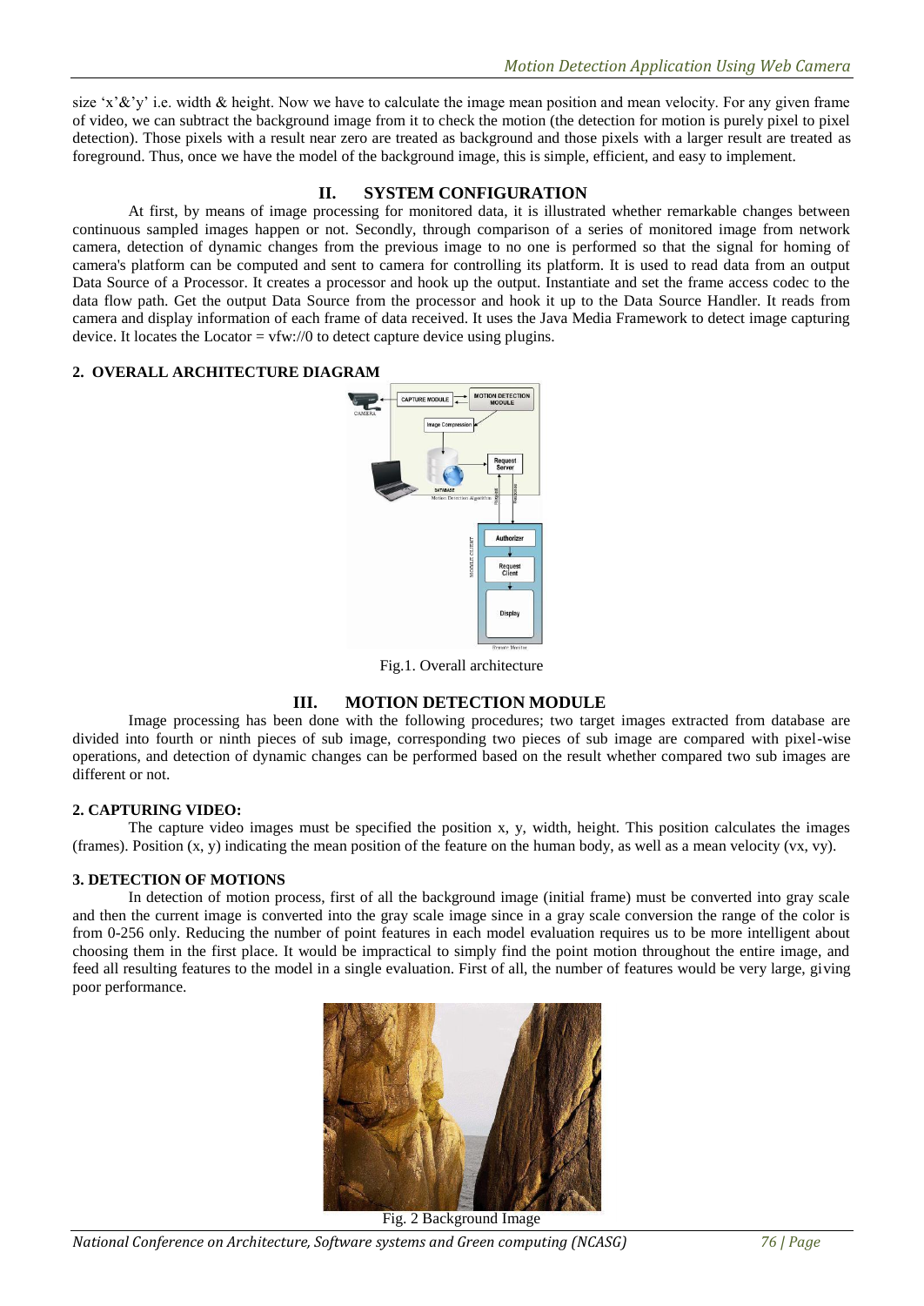size 'x'&'y' i.e. width & height. Now we have to calculate the image mean position and mean velocity. For any given frame of video, we can subtract the background image from it to check the motion (the detection for motion is purely pixel to pixel detection). Those pixels with a result near zero are treated as background and those pixels with a larger result are treated as foreground. Thus, once we have the model of the background image, this is simple, efficient, and easy to implement.

## II. SYSTEM CONFIGURATION

At first, by means of image processing for monitored data, it is illustrated whether remarkable changes between continuous sampled images happen or not. Secondly, through comparison of a series of monitored image from network camera, detection of dynamic changes from the previous image to no one is performed so that the signal for homing of camera's platform can be computed and sent to camera for controlling its platform. It is used to read data from an output Data Source of a Processor. It creates a processor and hook up the output. Instantiate and set the frame access codec to the data flow path. Get the output Data Source from the processor and hook it up to the Data Source Handler. It reads from camera and display information of each frame of data received. It uses the Java Media Framework to detect image capturing device. It locates the Locator = vfw://0 to detect capture device using plugins.

### 2. OVERALL ARCHITECTURE DIAGRAM

Fig.1. Overall architecture

## III. MOTION DETECTION MODULE

Image processing has been done with the following procedures; two target images extracted from database are divided into fourth or ninth pieces of sub image, corresponding two pieces of sub image are compared with pixel-wise operations, and detection of dynamic changes can be performed based on the result whether compared two sub images are different or not.

### 2. CAPTURING VIDEO:

The capture video images must be specified the position x, y, width, height. This position calculates the images (frames). Position (x, y) indicating the mean position of the feature on the human body, as well as a mean velocity (vx, vy).

### 3. DETECTION OF MOTIONS

In detection of motion process, first of all the background image (initial frame) must be converted into gray scale and then the current image is converted into the gray scale image since in a gray scale conversion the range of the color is from 0-256 only. Reducing the number of point features in each model evaluation requires us to be more intelligent about choosing them in the first place. It would be impractical to simply find the point motion throughout the entire image, and feed all resulting features to the model in a single evaluation. First of all, the number of features would be very large, giving poor performance.

Fig. 2 Background Image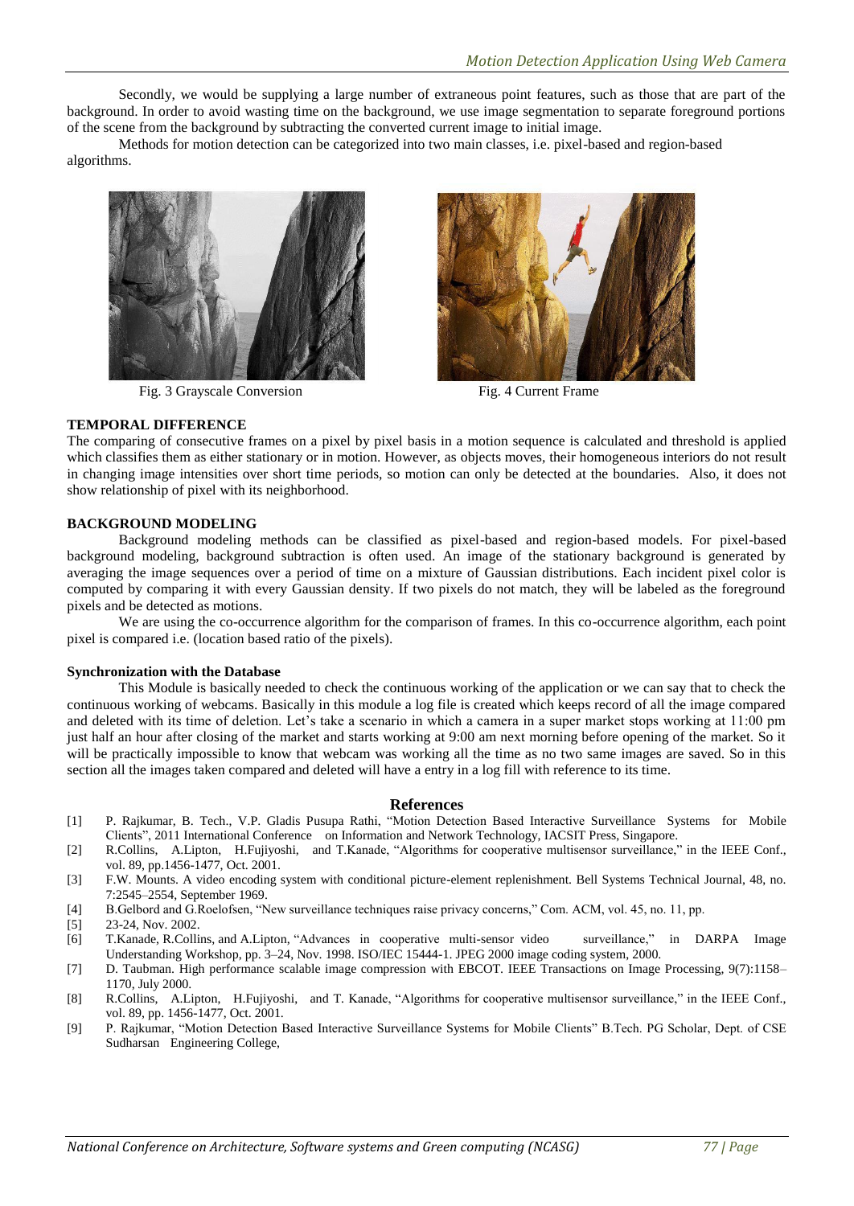Secondly, we would be supplying a large number of extraneous point features, such as those that are part of the background. In order to avoid wasting time on the background, we use image segmentation to separate foreground portions of the scene from the background by subtracting the converted current image to initial image.

Methods for motion detection can be categorized into two main classes, i.e. pixel-based and region-based algorithms.

Fig. 3 Grayscale Conversion

Fig. 4 Current Frame

**TEMPORAL DIFFERENCE**

The comparing of consecutive frames on a pixel by pixel basis in a motion sequence is calculated and threshold is applied which classifies them as either stationary or in motion. However, as objects moves, their homogeneous interiors do not result in changing image intensities over short time periods, so motion can only be detected at the boundaries. Also, it does not show relationship of pixel with its neighborhood.

**BACKGROUND MODELING**

Background modeling methods can be classified as pixel-based and region-based models. For pixel-based background modeling, background subtraction is often used. An image of the stationary background is generated by averaging the image sequences over a period of time on a mixture of Gaussian distributions. Each incident pixel color is computed by comparing it with every Gaussian density. If two pixels do not match, they will be labeled as the foreground pixels and be detected as motions.

We are using the co-occurrence algorithm for the comparison of frames. In this co-occurrence algorithm, each point pixel is compared i.e. (location based ratio of the pixels).

**Synchronization with the Database**

This Module is basically needed to check the continuous working of the application or we can say that to check the continuous working of webcams. Basically in this module a log file is created which keeps record of all the image compared and deleted with its time of deletion. Let's take a scenario in which a camera in a super market stops working at 11:00 pm just half an hour after closing of the market and starts working at 9:00 am next morning before opening of the market. So it will be practically impossible to know that webcam was working all the time as no two same images are saved. So in this section all the images taken compared and deleted will have a entry in a log fill with reference to its time.

## References

[1] P. Rajkumar, B. Tech., V.P. Gladis Pusupa Rathi, "Motion Detection Based Interactive Surveillance Systems for Mobile Clients", 2011 International Conference on Information and Network Technology, IACSIT Press, Singapore.

[2] R.Collins, A.Lipton, H.Fujiyoshi, and T.Kanade, "Algorithms for cooperative multisensor surveillance," in the IEEE Conf., vol. 89, pp.1456-1477, Oct. 2001.

[3] F.W. Mounts. A video encoding system with conditional picture-element replenishment. Bell Systems Technical Journal, 48, no. 7:2545–2554, September 1969.

[4] B.Gelbord and G.Roelofsen, "New surveillance techniques raise privacy concerns," Com. ACM, vol. 45, no. 11, pp.

[5] 23-24, Nov. 2002.

[6] T.Kanade, R.Collins, and A.Lipton, "Advances in cooperative multi-sensor video surveillance," in DARPA Image Understanding Workshop, pp. 3–24, Nov. 1998. ISO/IEC 15444-1. JPEG 2000 image coding system, 2000.

[7] D. Taubman. High performance scalable image compression with EBCOT. IEEE Transactions on Image Processing, 9(7):1158–1170, July 2000.

[8] R.Collins, A.Lipton, H.Fujiyoshi, and T. Kanade, "Algorithms for cooperative multisensor surveillance," in the IEEE Conf., vol. 89, pp. 1456-1477, Oct. 2001.

[9] P. Rajkumar, "Motion Detection Based Interactive Surveillance Systems for Mobile Clients" B.Tech. PG Scholar, Dept. of CSE Sudharsan Engineering College,